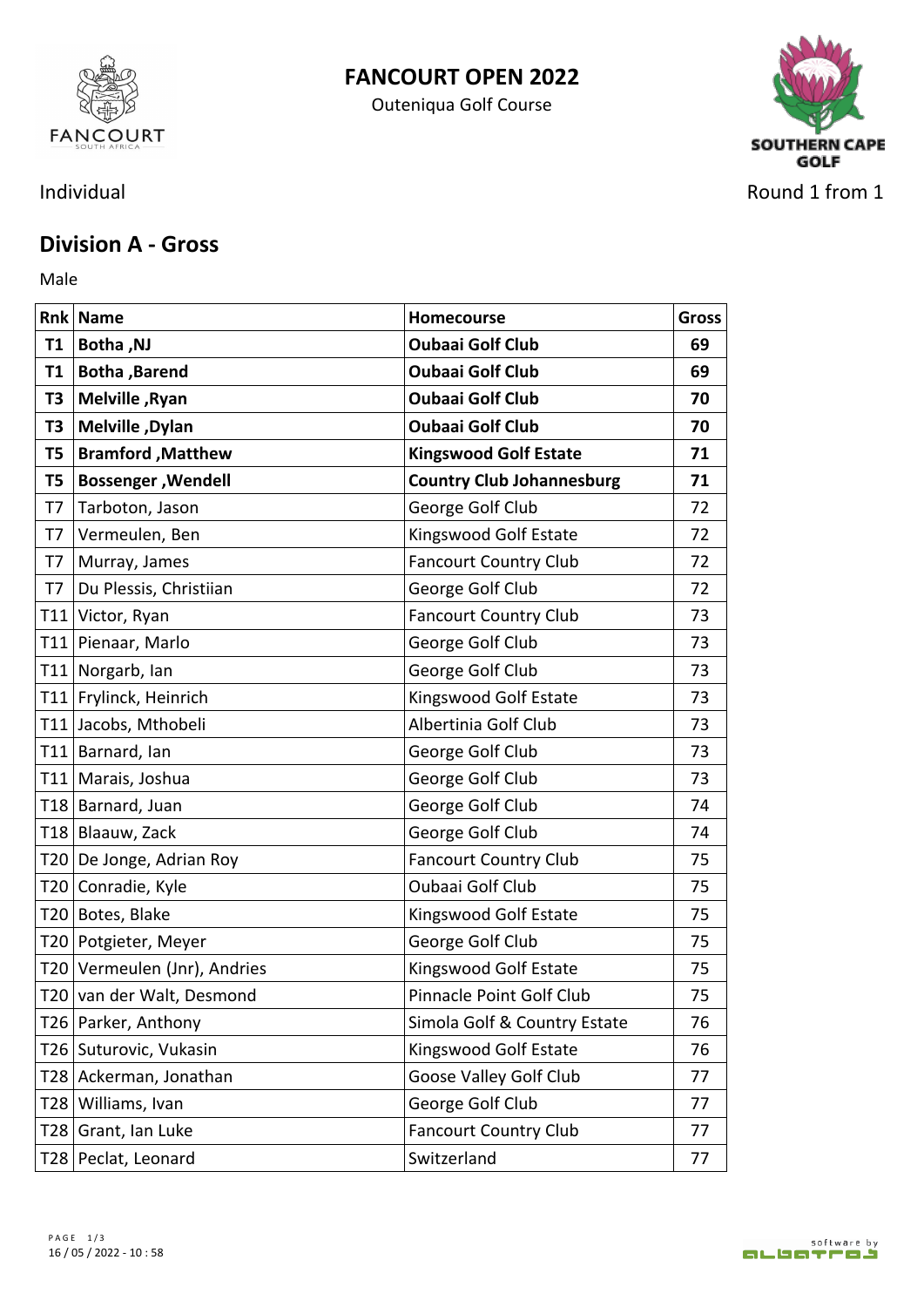# FANCOURT OPEN 2022

Outeniqua Golf Course

Individual

Round 1 from 1

## Division A - Gross

Male

| Rnk | Name | Homecourse | Gross |
|---|---|---|---|
| **T1** | **Botha ,NJ** | **Oubaai Golf Club** | **69** |
| **T1** | **Botha ,Barend** | **Oubaai Golf Club** | **69** |
| **T3** | **Melville ,Ryan** | **Oubaai Golf Club** | **70** |
| **T3** | **Melville ,Dylan** | **Oubaai Golf Club** | **70** |
| **T5** | **Bramford ,Matthew** | **Kingswood Golf Estate** | **71** |
| **T5** | **Bossenger ,Wendell** | **Country Club Johannesburg** | **71** |
| T7 | Tarboton, Jason | George Golf Club | 72 |
| T7 | Vermeulen, Ben | Kingswood Golf Estate | 72 |
| T7 | Murray, James | Fancourt Country Club | 72 |
| T7 | Du Plessis, Christiian | George Golf Club | 72 |
| T11 | Victor, Ryan | Fancourt Country Club | 73 |
| T11 | Pienaar, Marlo | George Golf Club | 73 |
| T11 | Norgarb, Ian | George Golf Club | 73 |
| T11 | Frylinck, Heinrich | Kingswood Golf Estate | 73 |
| T11 | Jacobs, Mthobeli | Albertinia Golf Club | 73 |
| T11 | Barnard, Ian | George Golf Club | 73 |
| T11 | Marais, Joshua | George Golf Club | 73 |
| T18 | Barnard, Juan | George Golf Club | 74 |
| T18 | Blaauw, Zack | George Golf Club | 74 |
| T20 | De Jonge, Adrian Roy | Fancourt Country Club | 75 |
| T20 | Conradie, Kyle | Oubaai Golf Club | 75 |
| T20 | Botes, Blake | Kingswood Golf Estate | 75 |
| T20 | Potgieter, Meyer | George Golf Club | 75 |
| T20 | Vermeulen (Jnr), Andries | Kingswood Golf Estate | 75 |
| T20 | van der Walt, Desmond | Pinnacle Point Golf Club | 75 |
| T26 | Parker, Anthony | Simola Golf & Country Estate | 76 |
| T26 | Suturovic, Vukasin | Kingswood Golf Estate | 76 |
| T28 | Ackerman, Jonathan | Goose Valley Golf Club | 77 |
| T28 | Williams, Ivan | George Golf Club | 77 |
| T28 | Grant, Ian Luke | Fancourt Country Club | 77 |
| T28 | Peclat, Leonard | Switzerland | 77 |

16 / 05 / 2022 - 10 : 58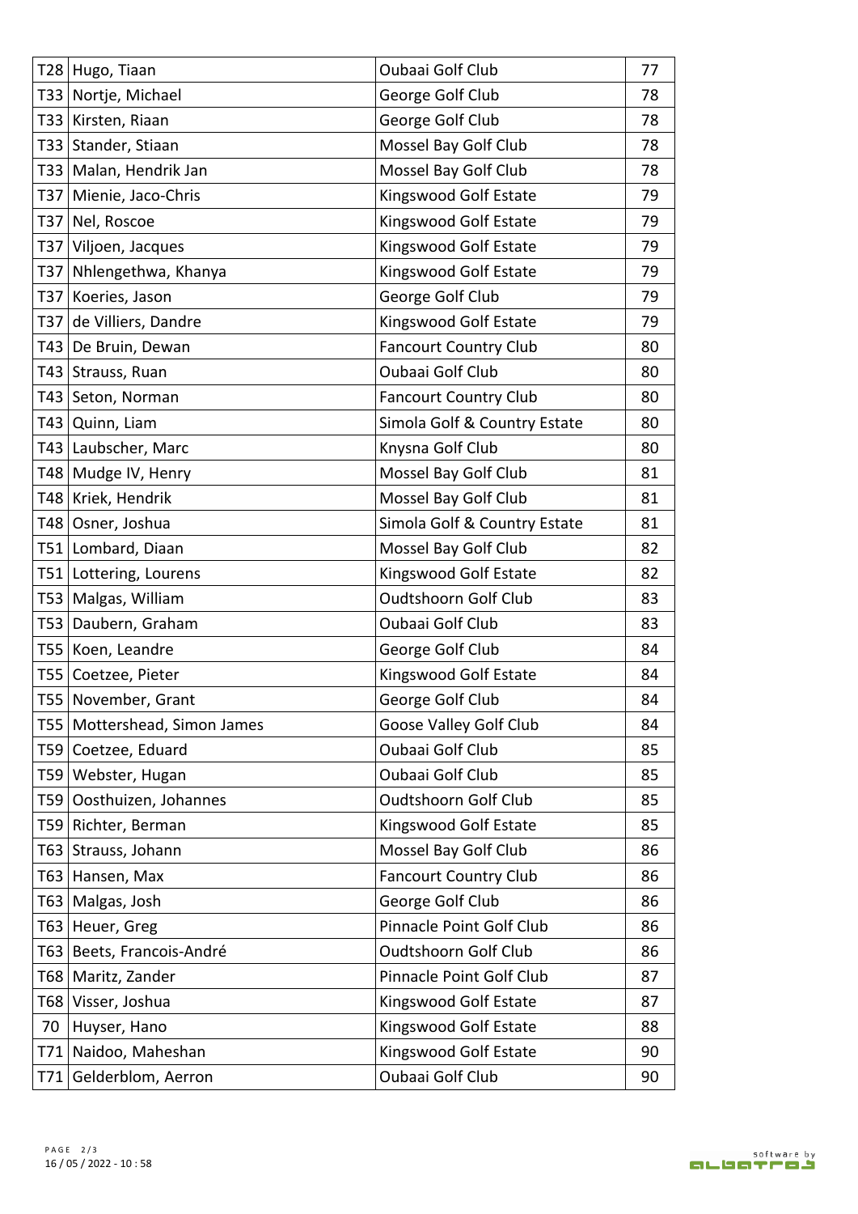| | | | |
|---|---|---|---|
| T28 | Hugo, Tiaan | Oubaai Golf Club | 77 |
| T33 | Nortje, Michael | George Golf Club | 78 |
| T33 | Kirsten, Riaan | George Golf Club | 78 |
| T33 | Stander, Stiaan | Mossel Bay Golf Club | 78 |
| T33 | Malan, Hendrik Jan | Mossel Bay Golf Club | 78 |
| T37 | Mienie, Jaco-Chris | Kingswood Golf Estate | 79 |
| T37 | Nel, Roscoe | Kingswood Golf Estate | 79 |
| T37 | Viljoen, Jacques | Kingswood Golf Estate | 79 |
| T37 | Nhlengethwa, Khanya | Kingswood Golf Estate | 79 |
| T37 | Koeries, Jason | George Golf Club | 79 |
| T37 | de Villiers, Dandre | Kingswood Golf Estate | 79 |
| T43 | De Bruin, Dewan | Fancourt Country Club | 80 |
| T43 | Strauss, Ruan | Oubaai Golf Club | 80 |
| T43 | Seton, Norman | Fancourt Country Club | 80 |
| T43 | Quinn, Liam | Simola Golf & Country Estate | 80 |
| T43 | Laubscher, Marc | Knysna Golf Club | 80 |
| T48 | Mudge IV, Henry | Mossel Bay Golf Club | 81 |
| T48 | Kriek, Hendrik | Mossel Bay Golf Club | 81 |
| T48 | Osner, Joshua | Simola Golf & Country Estate | 81 |
| T51 | Lombard, Diaan | Mossel Bay Golf Club | 82 |
| T51 | Lottering, Lourens | Kingswood Golf Estate | 82 |
| T53 | Malgas, William | Oudtshoorn Golf Club | 83 |
| T53 | Daubern, Graham | Oubaai Golf Club | 83 |
| T55 | Koen, Leandre | George Golf Club | 84 |
| T55 | Coetzee, Pieter | Kingswood Golf Estate | 84 |
| T55 | November, Grant | George Golf Club | 84 |
| T55 | Mottershead, Simon James | Goose Valley Golf Club | 84 |
| T59 | Coetzee, Eduard | Oubaai Golf Club | 85 |
| T59 | Webster, Hugan | Oubaai Golf Club | 85 |
| T59 | Oosthuizen, Johannes | Oudtshoorn Golf Club | 85 |
| T59 | Richter, Berman | Kingswood Golf Estate | 85 |
| T63 | Strauss, Johann | Mossel Bay Golf Club | 86 |
| T63 | Hansen, Max | Fancourt Country Club | 86 |
| T63 | Malgas, Josh | George Golf Club | 86 |
| T63 | Heuer, Greg | Pinnacle Point Golf Club | 86 |
| T63 | Beets, Francois-André | Oudtshoorn Golf Club | 86 |
| T68 | Maritz, Zander | Pinnacle Point Golf Club | 87 |
| T68 | Visser, Joshua | Kingswood Golf Estate | 87 |
| 70 | Huyser, Hano | Kingswood Golf Estate | 88 |
| T71 | Naidoo, Maheshan | Kingswood Golf Estate | 90 |
| T71 | Gelderblom, Aerron | Oubaai Golf Club | 90 |

16 / 05 / 2022 - 10 : 58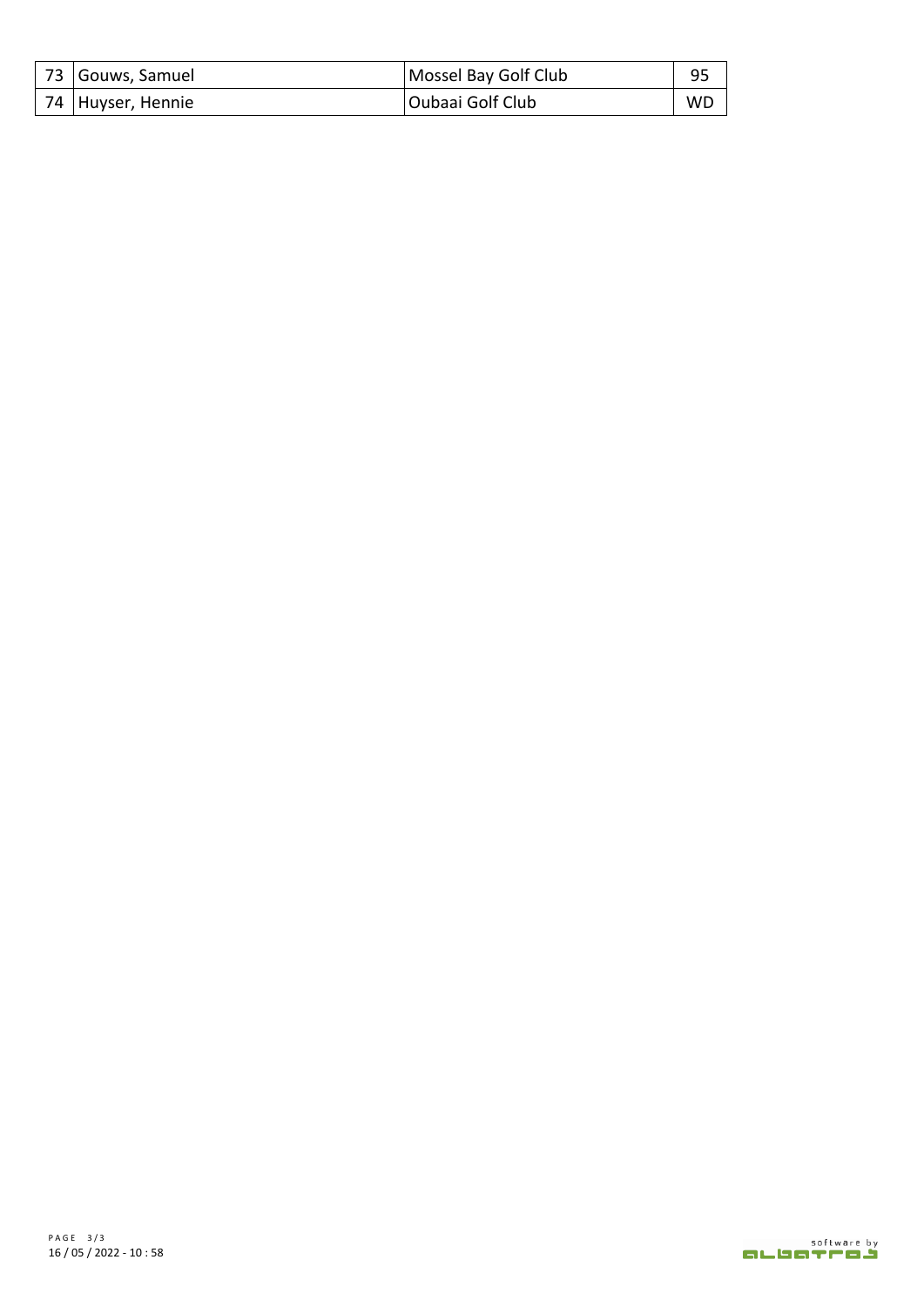| | | | |
|---|---|---|---|
| 73 | Gouws, Samuel | Mossel Bay Golf Club | 95 |
| 74 | Huyser, Hennie | Oubaai Golf Club | WD |